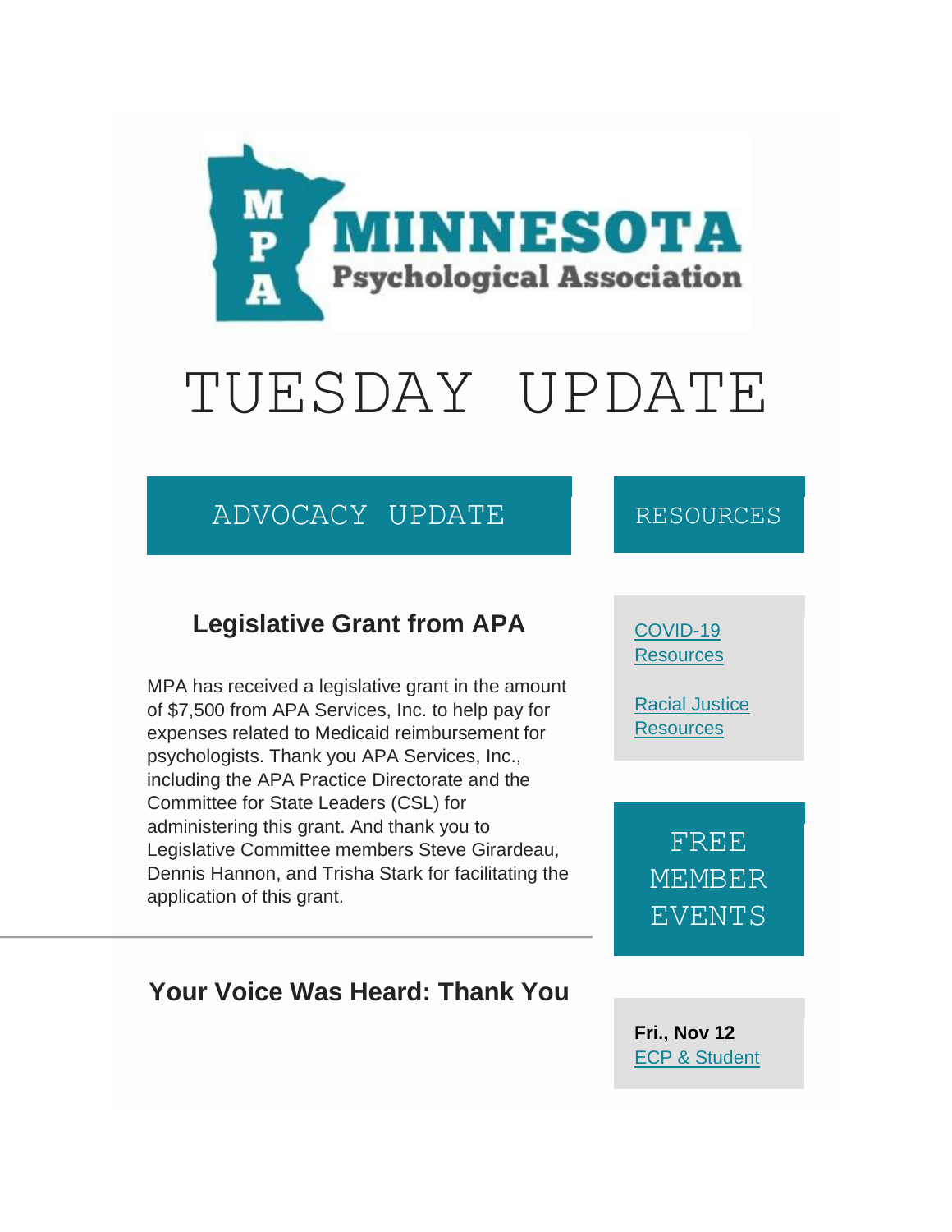# MINNESOTA Psychological Association

# TUESDAY UPDATE

## ADVOCACY UPDATE

### Legislative Grant from APA

MPA has received a legislative grant in the amount of $7,500 from APA Services, Inc. to help pay for expenses related to Medicaid reimbursement for psychologists. Thank you APA Services, Inc., including the APA Practice Directorate and the Committee for State Leaders (CSL) for administering this grant. And thank you to Legislative Committee members Steve Girardeau, Dennis Hannon, and Trisha Stark for facilitating the application of this grant.

---

### Your Voice Was Heard: Thank You

## RESOURCES

[COVID-19 Resources]

[Racial Justice Resources]

## FREE MEMBER EVENTS

**Fri., Nov 12**
[ECP & Student]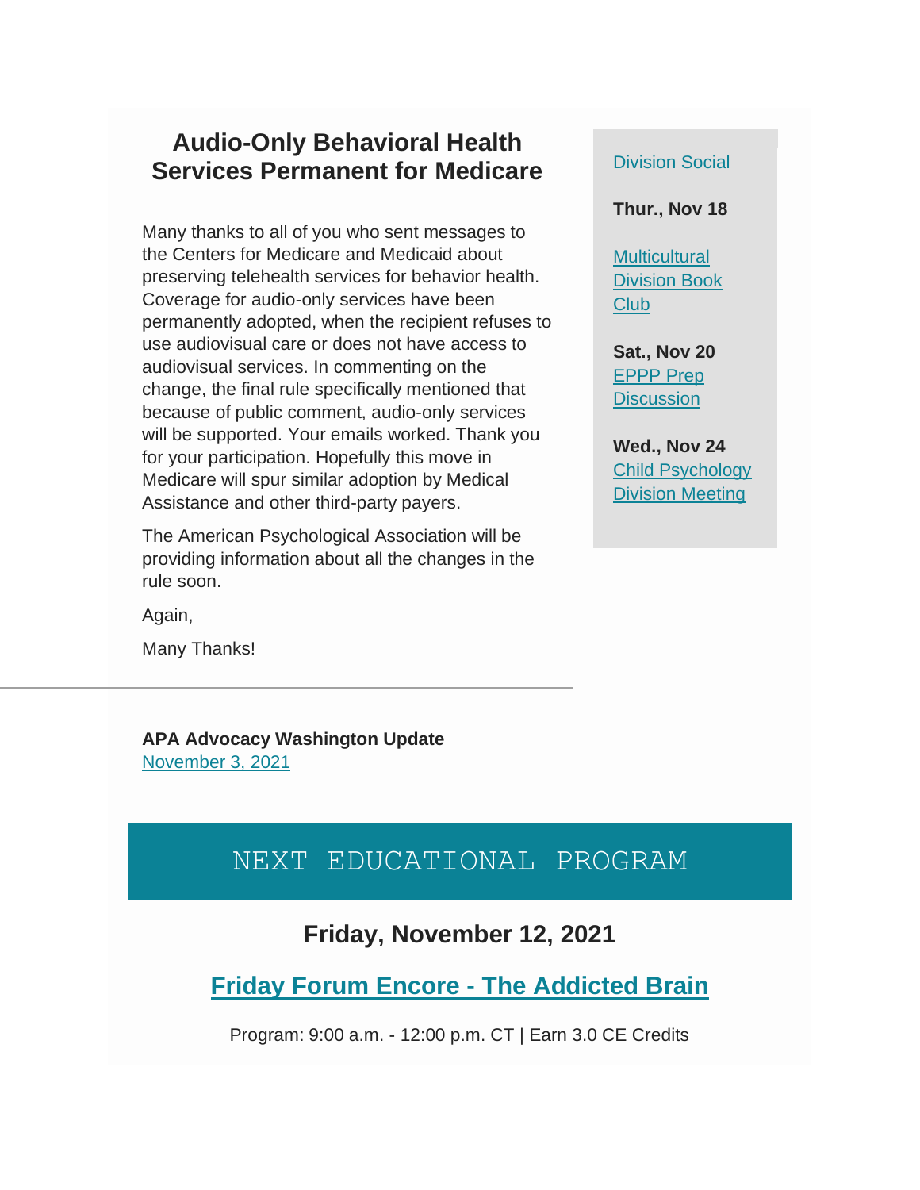## Audio-Only Behavioral Health Services Permanent for Medicare

Many thanks to all of you who sent messages to the Centers for Medicare and Medicaid about preserving telehealth services for behavior health. Coverage for audio-only services have been permanently adopted, when the recipient refuses to use audiovisual care or does not have access to audiovisual services. In commenting on the change, the final rule specifically mentioned that because of public comment, audio-only services will be supported. Your emails worked. Thank you for your participation. Hopefully this move in Medicare will spur similar adoption by Medical Assistance and other third-party payers.

The American Psychological Association will be providing information about all the changes in the rule soon.

Again,

Many Thanks!

---

**APA Advocacy Washington Update**
November 3, 2021

Division Social

**Thur., Nov 18**

Multicultural Division Book Club

**Sat., Nov 20**
EPPP Prep Discussion

**Wed., Nov 24**
Child Psychology Division Meeting

## NEXT EDUCATIONAL PROGRAM

### Friday, November 12, 2021

### Friday Forum Encore - The Addicted Brain

Program: 9:00 a.m. - 12:00 p.m. CT | Earn 3.0 CE Credits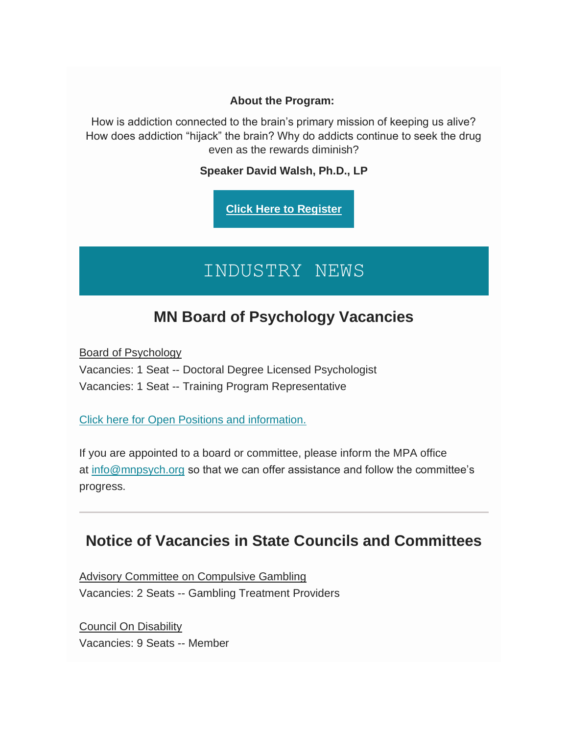**About the Program:**

How is addiction connected to the brain's primary mission of keeping us alive? How does addiction "hijack" the brain? Why do addicts continue to seek the drug even as the rewards diminish?

**Speaker David Walsh, Ph.D., LP**

**Click Here to Register**

# INDUSTRY NEWS

## MN Board of Psychology Vacancies

Board of Psychology
Vacancies: 1 Seat -- Doctoral Degree Licensed Psychologist
Vacancies: 1 Seat -- Training Program Representative

Click here for Open Positions and information.

If you are appointed to a board or committee, please inform the MPA office at info@mnpsych.org so that we can offer assistance and follow the committee's progress.

---

## Notice of Vacancies in State Councils and Committees

Advisory Committee on Compulsive Gambling
Vacancies: 2 Seats -- Gambling Treatment Providers

Council On Disability
Vacancies: 9 Seats -- Member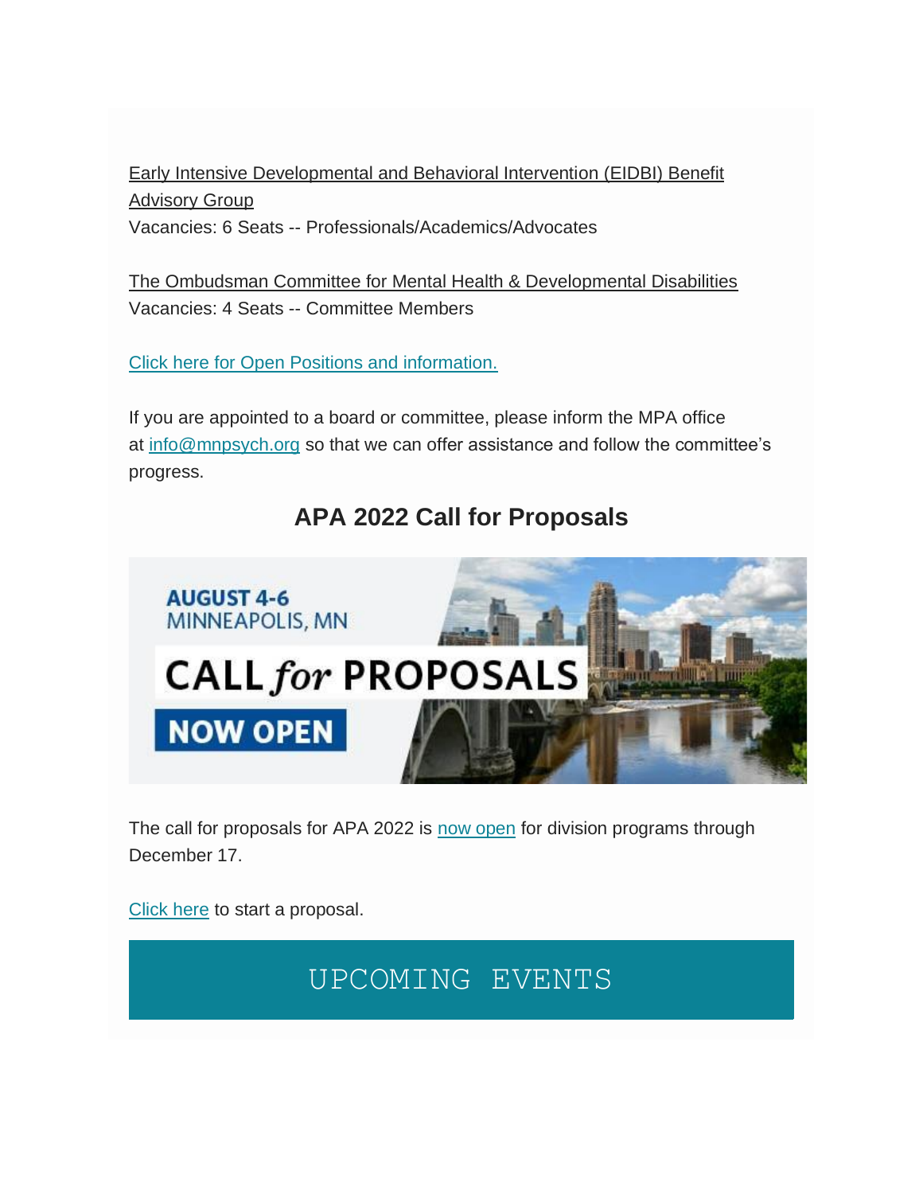Early Intensive Developmental and Behavioral Intervention (EIDBI) Benefit Advisory Group
Vacancies: 6 Seats -- Professionals/Academics/Advocates

The Ombudsman Committee for Mental Health & Developmental Disabilities
Vacancies: 4 Seats -- Committee Members

Click here for Open Positions and information.

If you are appointed to a board or committee, please inform the MPA office at info@mnpsych.org so that we can offer assistance and follow the committee's progress.

## APA 2022 Call for Proposals

AUGUST 4-6
MINNEAPOLIS, MN
CALL *for* PROPOSALS
NOW OPEN

The call for proposals for APA 2022 is now open for division programs through December 17.

Click here to start a proposal.

## UPCOMING EVENTS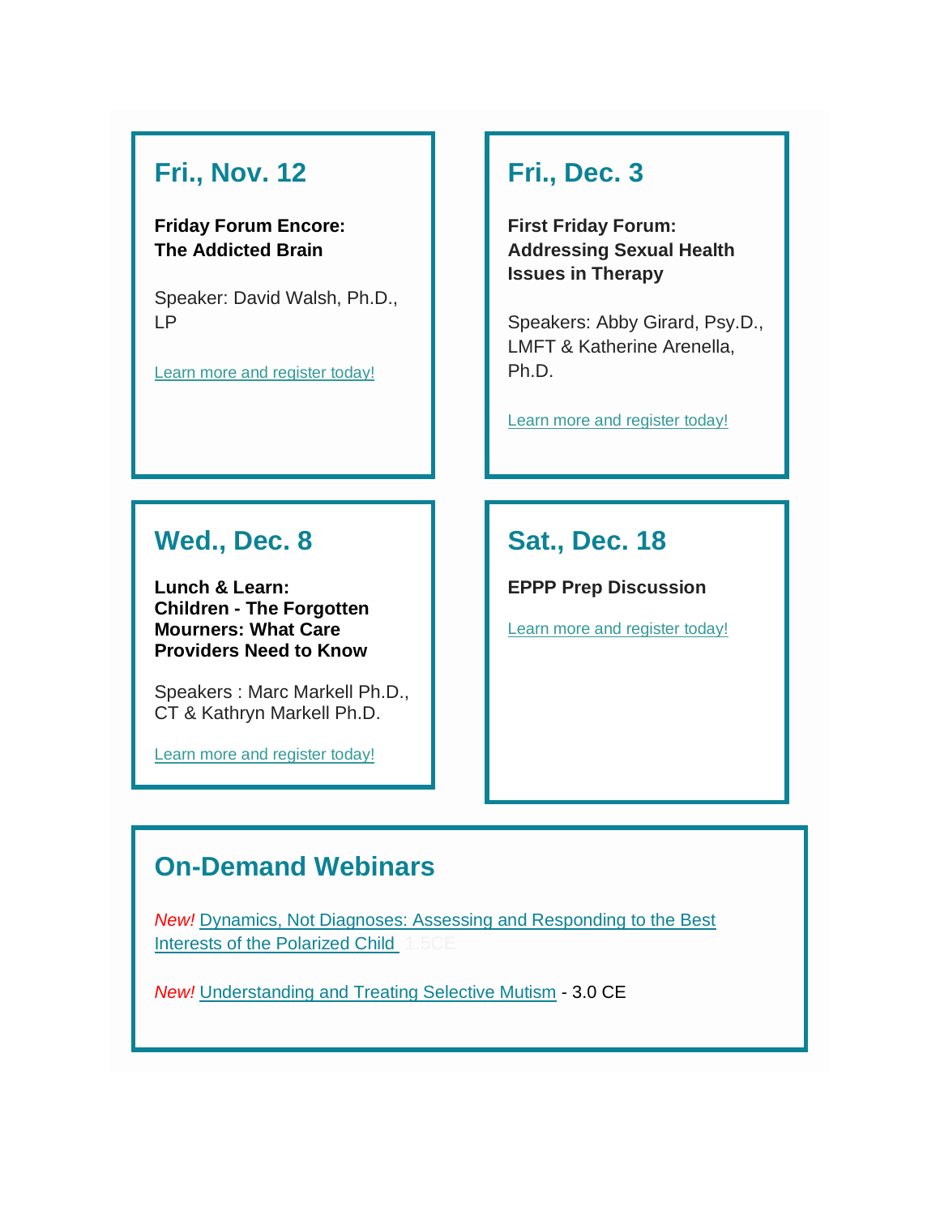## Fri., Nov. 12

**Friday Forum Encore:**
**The Addicted Brain**

Speaker: David Walsh, Ph.D., LP

Learn more and register today!

## Fri., Dec. 3

**First Friday Forum:**
**Addressing Sexual Health Issues in Therapy**

Speakers: Abby Girard, Psy.D., LMFT & Katherine Arenella, Ph.D.

Learn more and register today!

## Wed., Dec. 8

**Lunch & Learn:**
**Children - The Forgotten Mourners: What Care Providers Need to Know**

Speakers : Marc Markell Ph.D., CT & Kathryn Markell Ph.D.

Learn more and register today!

## Sat., Dec. 18

**EPPP Prep Discussion**

Learn more and register today!

## On-Demand Webinars

*New!* Dynamics, Not Diagnoses: Assessing and Responding to the Best Interests of the Polarized Child 1.5CE

*New!* Understanding and Treating Selective Mutism - 3.0 CE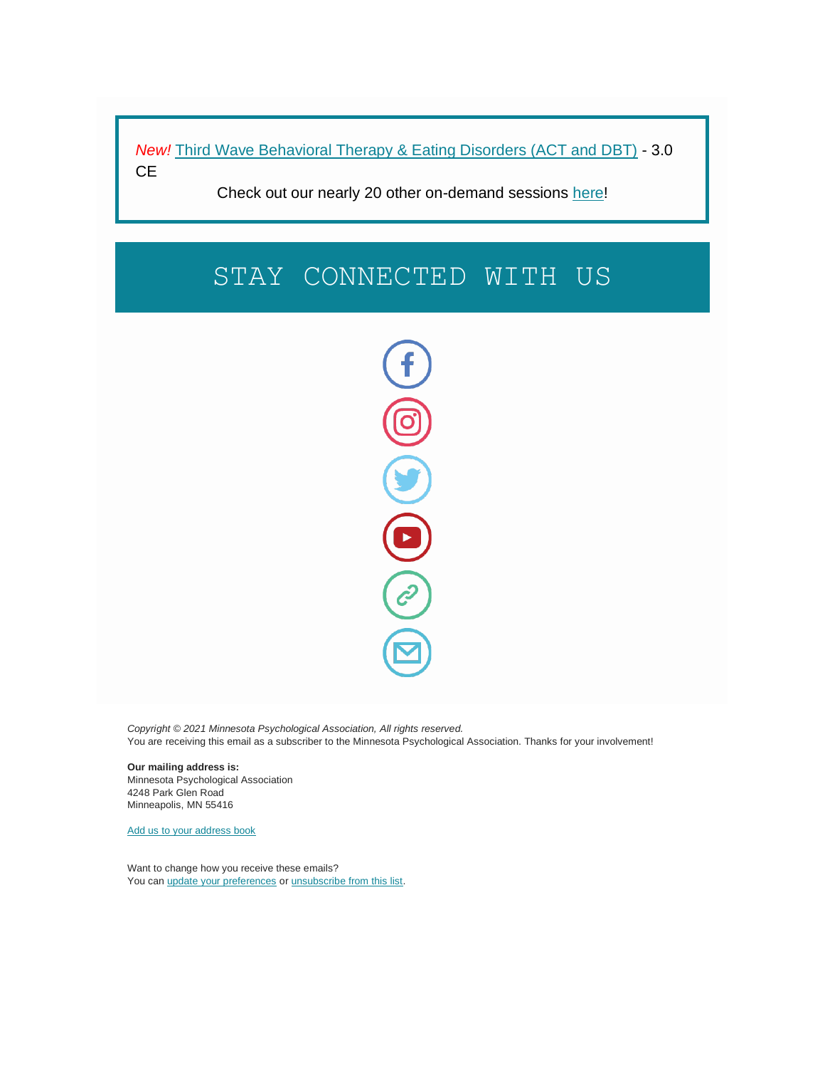*New!* Third Wave Behavioral Therapy & Eating Disorders (ACT and DBT) - 3.0 CE

Check out our nearly 20 other on-demand sessions here!

## STAY CONNECTED WITH US

*Copyright © 2021 Minnesota Psychological Association, All rights reserved.*
You are receiving this email as a subscriber to the Minnesota Psychological Association. Thanks for your involvement!

**Our mailing address is:**
Minnesota Psychological Association
4248 Park Glen Road
Minneapolis, MN 55416

Add us to your address book

Want to change how you receive these emails?
You can update your preferences or unsubscribe from this list.